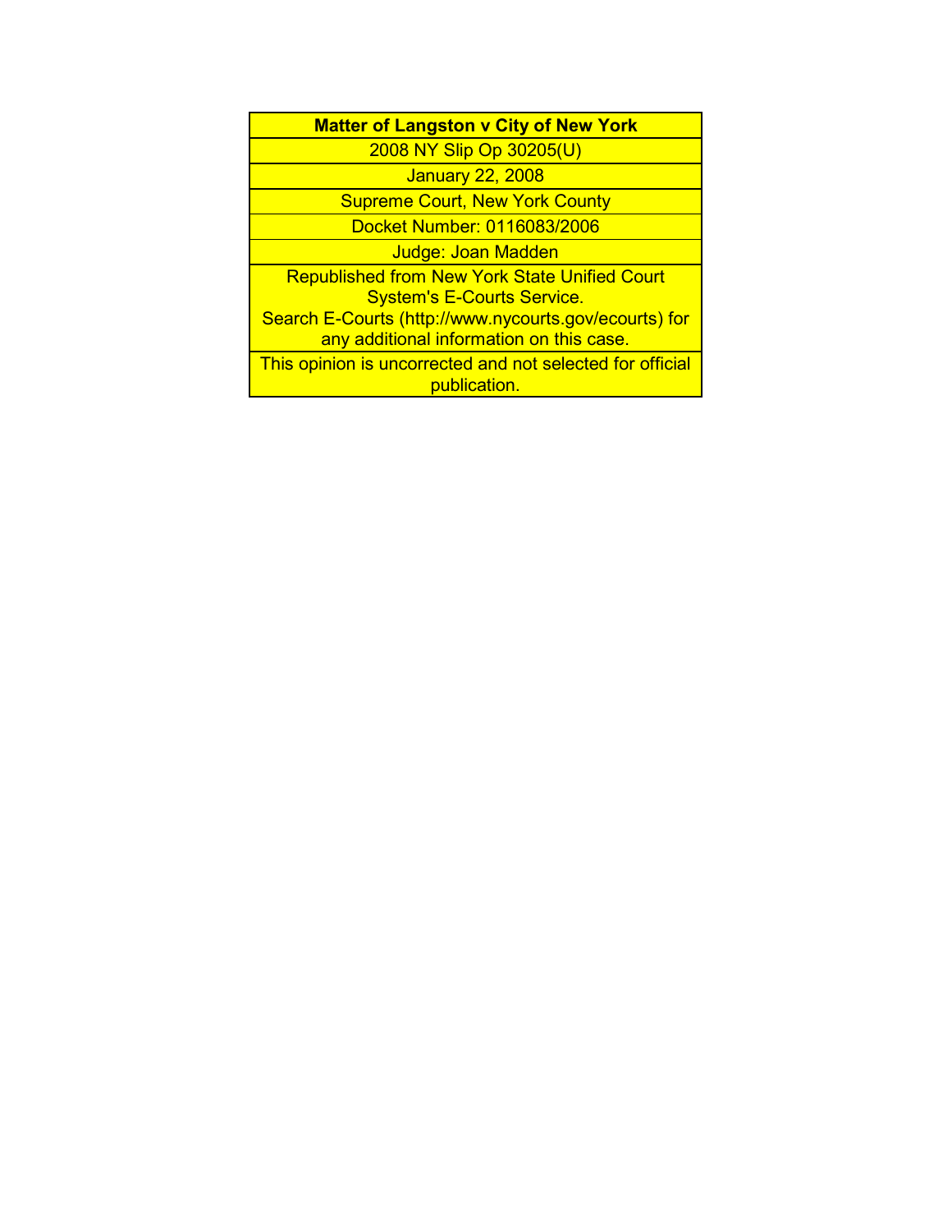**Matter of Langston v City of New York**

2008 NY Slip Op 30205(U)

January 22, 2008

Supreme Court, New York County

Docket Number: 0116083/2006

Judge: Joan Madden

Republished from New York State Unified Court System's E-Courts Service.
Search E-Courts (http://www.nycourts.gov/ecourts) for any additional information on this case.

This opinion is uncorrected and not selected for official publication.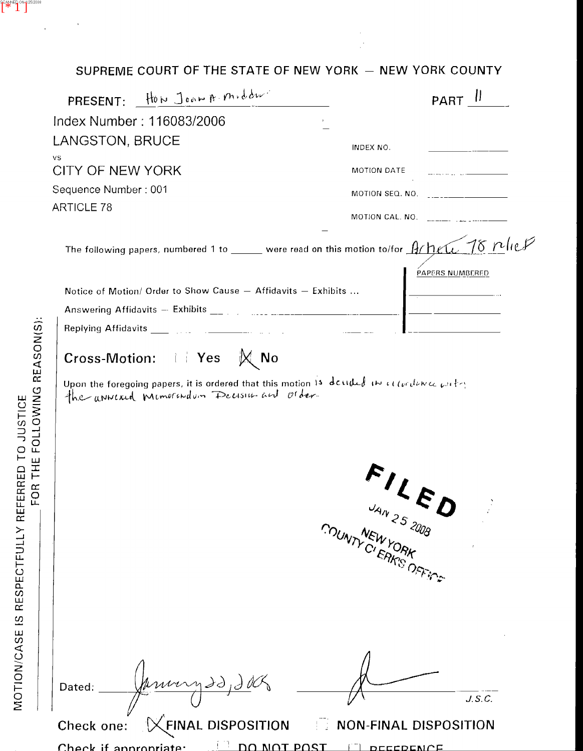[* 1]

SUPREME COURT OF THE STATE OF NEW YORK — NEW YORK COUNTY

PRESENT: Hon Joan A. Madden PART 11

Index Number : 116083/2006

LANGSTON, BRUCE

vs

CITY OF NEW YORK

Sequence Number : 001

ARTICLE 78

INDEX NO. ____

MOTION DATE ____

MOTION SEQ. NO. ____

MOTION CAL. NO. ____

The following papers, numbered 1 to ____ were read on this motion to/for Article 78 relief

| | PAPERS NUMBERED |
|---|---|
| Notice of Motion/ Order to Show Cause — Affidavits — Exhibits ... | |
| Answering Affidavits — Exhibits | |
| Replying Affidavits | |

Cross-Motion: ☐ Yes ☒ No

Upon the foregoing papers, it is ordered that this motion is decided in accordance with the annexed Memorandum Decision and Order.

FILED
JAN 25 2008
NEW YORK
COUNTY CLERK'S OFFICE

MOTION/CASE IS RESPECTFULLY REFERRED TO JUSTICE FOR THE FOLLOWING REASON(S):

Dated: January 22, 2008

J.S.C.

Check one: ☒ FINAL DISPOSITION ☐ NON-FINAL DISPOSITION

Check if appropriate: ☐ DO NOT POST ☐ REFERENCE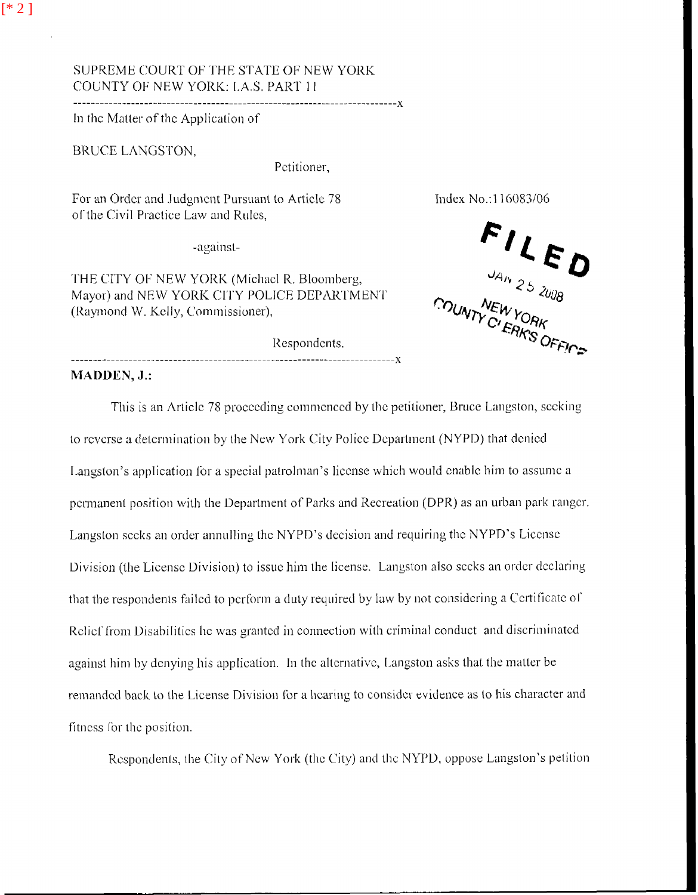SUPREME COURT OF THE STATE OF NEW YORK
COUNTY OF NEW YORK: I.A.S. PART 11

---

In the Matter of the Application of

BRUCE LANGSTON,

Petitioner,

For an Order and Judgment Pursuant to Article 78 of the Civil Practice Law and Rules,

Index No.:116083/06

-against-

THE CITY OF NEW YORK (Michael R. Bloomberg, Mayor) and NEW YORK CITY POLICE DEPARTMENT (Raymond W. Kelly, Commissioner),

Respondents.

---

FILED
JAN 25 2008
NEW YORK
COUNTY CLERK'S OFFICE

**MADDEN, J.:**

This is an Article 78 proceeding commenced by the petitioner, Bruce Langston, seeking to reverse a determination by the New York City Police Department (NYPD) that denied Langston's application for a special patrolman's license which would enable him to assume a permanent position with the Department of Parks and Recreation (DPR) as an urban park ranger. Langston seeks an order annulling the NYPD's decision and requiring the NYPD's License Division (the License Division) to issue him the license. Langston also seeks an order declaring that the respondents failed to perform a duty required by law by not considering a Certificate of Relief from Disabilities he was granted in connection with criminal conduct and discriminated against him by denying his application. In the alternative, Langston asks that the matter be remanded back to the License Division for a hearing to consider evidence as to his character and fitness for the position.

Respondents, the City of New York (the City) and the NYPD, oppose Langston's petition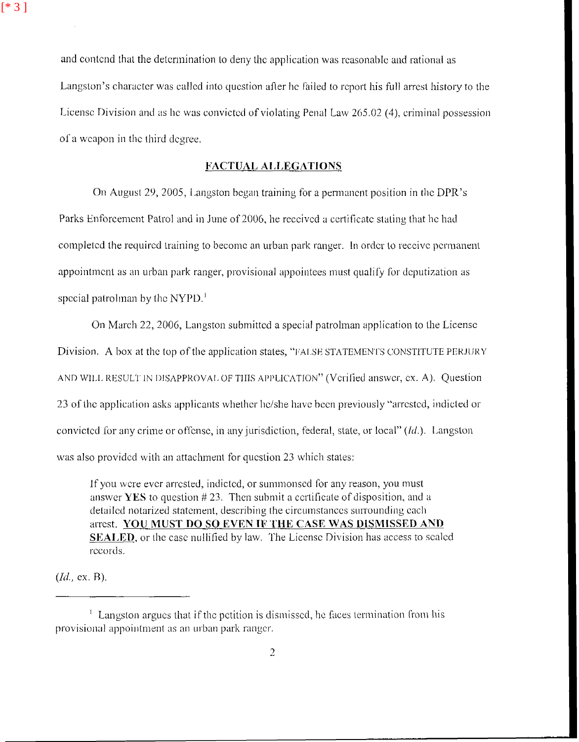and contend that the determination to deny the application was reasonable and rational as Langston's character was called into question after he failed to report his full arrest history to the License Division and as he was convicted of violating Penal Law 265.02 (4), criminal possession of a weapon in the third degree.

## FACTUAL ALLEGATIONS

On August 29, 2005, Langston began training for a permanent position in the DPR's Parks Enforcement Patrol and in June of 2006, he received a certificate stating that he had completed the required training to become an urban park ranger. In order to receive permanent appointment as an urban park ranger, provisional appointees must qualify for deputization as special patrolman by the NYPD.[1]

On March 22, 2006, Langston submitted a special patrolman application to the License Division. A box at the top of the application states, "FALSE STATEMENTS CONSTITUTE PERJURY AND WILL RESULT IN DISAPPROVAL OF THIS APPLICATION" (Verified answer, ex. A). Question 23 of the application asks applicants whether he/she have been previously "arrested, indicted or convicted for any crime or offense, in any jurisdiction, federal, state, or local" (*Id.*). Langston was also provided with an attachment for question 23 which states:

> If you were ever arrested, indicted, or summonsed for any reason, you must answer **YES** to question # 23. Then submit a certificate of disposition, and a detailed notarized statement, describing the circumstances surrounding each arrest. **YOU MUST DO SO EVEN IF THE CASE WAS DISMISSED AND SEALED**, or the case nullified by law. The License Division has access to sealed records.

(*Id.*, ex. B).

---

[1] Langston argues that if the petition is dismissed, he faces termination from his provisional appointment as an urban park ranger.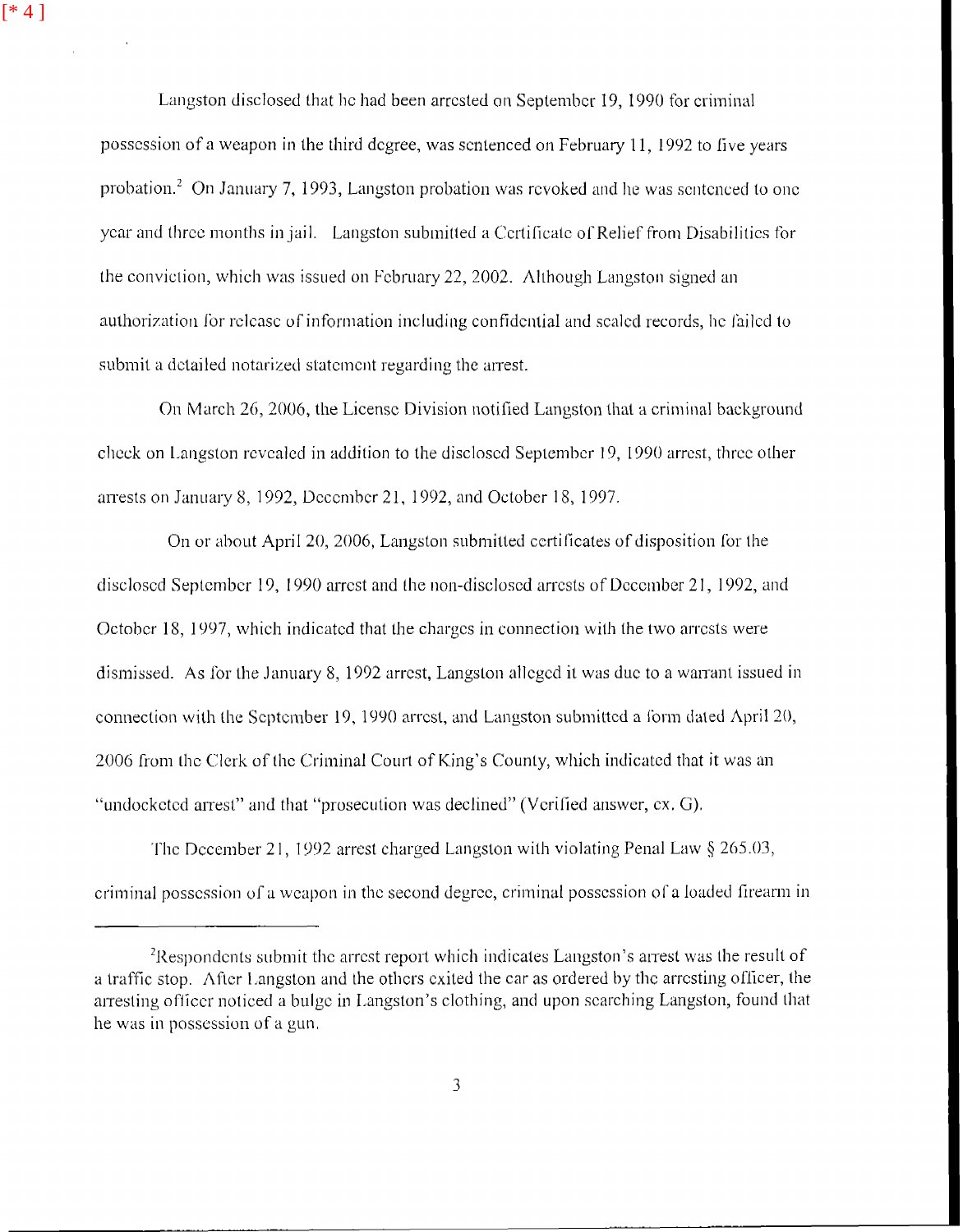Langston disclosed that he had been arrested on September 19, 1990 for criminal possession of a weapon in the third degree, was sentenced on February 11, 1992 to five years probation.[2] On January 7, 1993, Langston probation was revoked and he was sentenced to one year and three months in jail. Langston submitted a Certificate of Relief from Disabilities for the conviction, which was issued on February 22, 2002. Although Langston signed an authorization for release of information including confidential and sealed records, he failed to submit a detailed notarized statement regarding the arrest.

On March 26, 2006, the License Division notified Langston that a criminal background check on Langston revealed in addition to the disclosed September 19, 1990 arrest, three other arrests on January 8, 1992, December 21, 1992, and October 18, 1997.

On or about April 20, 2006, Langston submitted certificates of disposition for the disclosed September 19, 1990 arrest and the non-disclosed arrests of December 21, 1992, and October 18, 1997, which indicated that the charges in connection with the two arrests were dismissed. As for the January 8, 1992 arrest, Langston alleged it was due to a warrant issued in connection with the September 19, 1990 arrest, and Langston submitted a form dated April 20, 2006 from the Clerk of the Criminal Court of King's County, which indicated that it was an "undocketed arrest" and that "prosecution was declined" (Verified answer, ex. G).

The December 21, 1992 arrest charged Langston with violating Penal Law § 265.03, criminal possession of a weapon in the second degree, criminal possession of a loaded firearm in

---

[2] Respondents submit the arrest report which indicates Langston's arrest was the result of a traffic stop. After Langston and the others exited the car as ordered by the arresting officer, the arresting officer noticed a bulge in Langston's clothing, and upon searching Langston, found that he was in possession of a gun.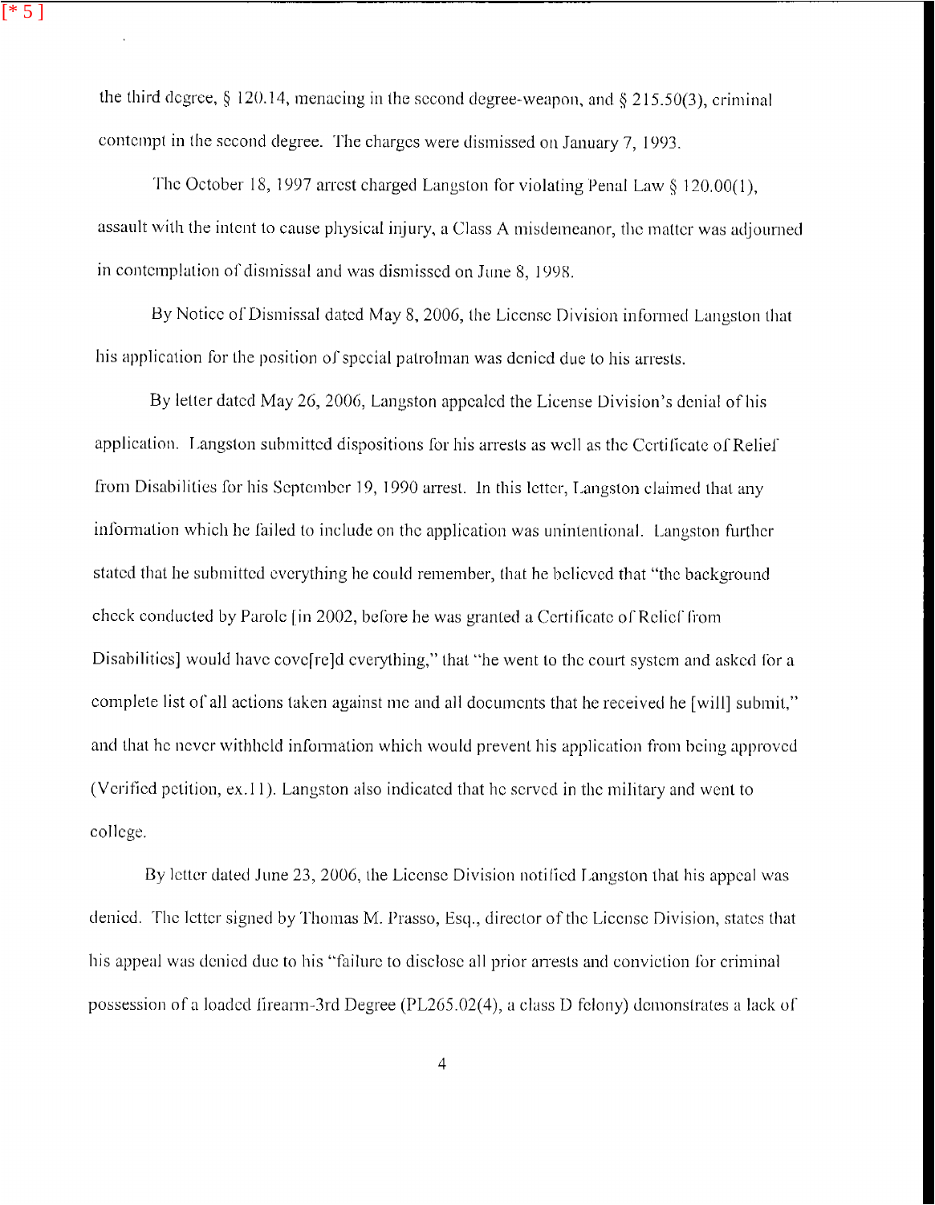the third degree, § 120.14, menacing in the second degree-weapon, and § 215.50(3), criminal contempt in the second degree. The charges were dismissed on January 7, 1993.

The October 18, 1997 arrest charged Langston for violating Penal Law § 120.00(1), assault with the intent to cause physical injury, a Class A misdemeanor, the matter was adjourned in contemplation of dismissal and was dismissed on June 8, 1998.

By Notice of Dismissal dated May 8, 2006, the License Division informed Langston that his application for the position of special patrolman was denied due to his arrests.

By letter dated May 26, 2006, Langston appealed the License Division's denial of his application. Langston submitted dispositions for his arrests as well as the Certificate of Relief from Disabilities for his September 19, 1990 arrest. In this letter, Langston claimed that any information which he failed to include on the application was unintentional. Langston further stated that he submitted everything he could remember, that he believed that "the background check conducted by Parole [in 2002, before he was granted a Certificate of Relief from Disabilities] would have cove[re]d everything," that "he went to the court system and asked for a complete list of all actions taken against me and all documents that he received he [will] submit," and that he never withheld information which would prevent his application from being approved (Verified petition, ex.11). Langston also indicated that he served in the military and went to college.

By letter dated June 23, 2006, the License Division notified Langston that his appeal was denied. The letter signed by Thomas M. Prasso, Esq., director of the License Division, states that his appeal was denied due to his "failure to disclose all prior arrests and conviction for criminal possession of a loaded firearm-3rd Degree (PL265.02(4), a class D felony) demonstrates a lack of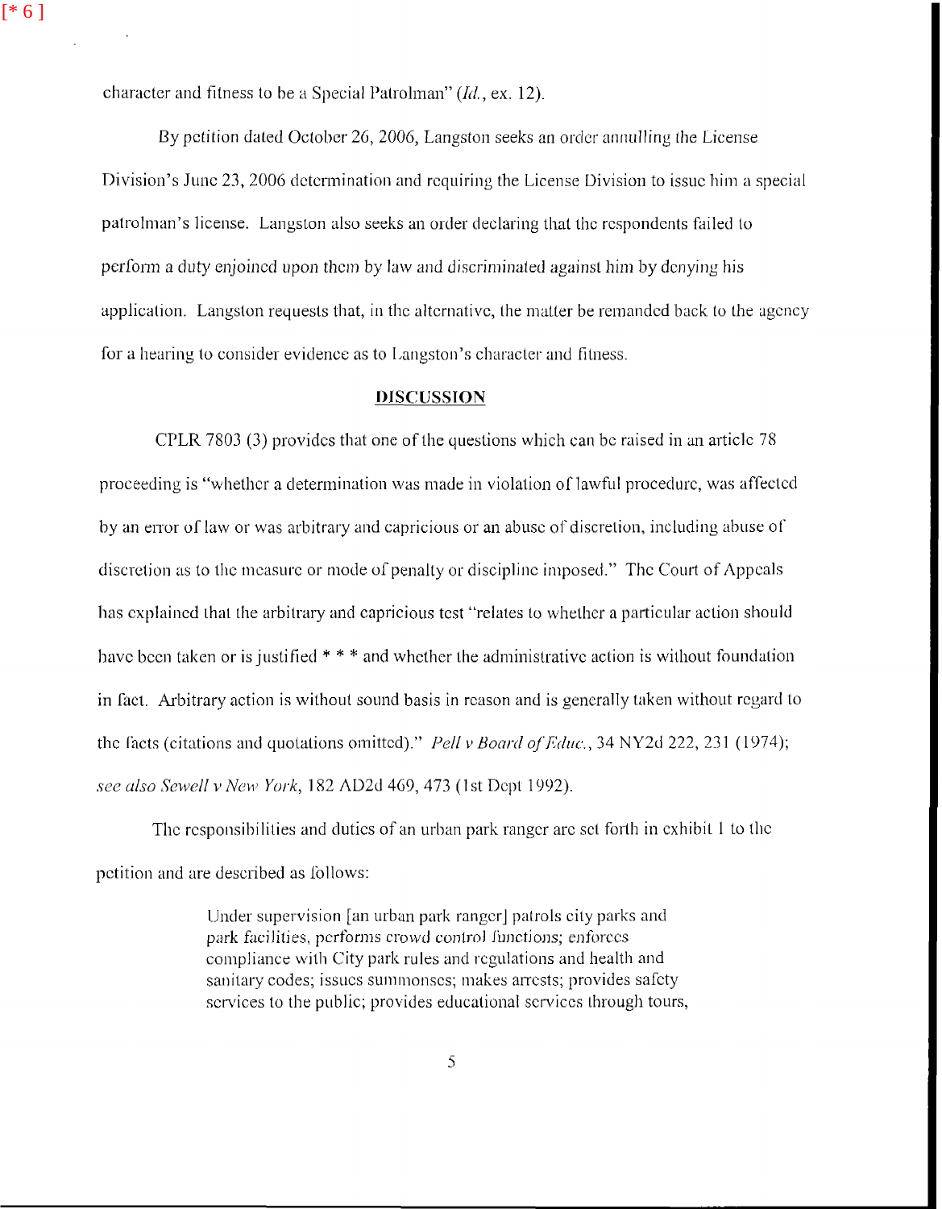character and fitness to be a Special Patrolman" (*Id.*, ex. 12).

By petition dated October 26, 2006, Langston seeks an order annulling the License Division's June 23, 2006 determination and requiring the License Division to issue him a special patrolman's license. Langston also seeks an order declaring that the respondents failed to perform a duty enjoined upon them by law and discriminated against him by denying his application. Langston requests that, in the alternative, the matter be remanded back to the agency for a hearing to consider evidence as to Langston's character and fitness.

## DISCUSSION

CPLR 7803 (3) provides that one of the questions which can be raised in an article 78 proceeding is "whether a determination was made in violation of lawful procedure, was affected by an error of law or was arbitrary and capricious or an abuse of discretion, including abuse of discretion as to the measure or mode of penalty or discipline imposed." The Court of Appeals has explained that the arbitrary and capricious test "relates to whether a particular action should have been taken or is justified * * * and whether the administrative action is without foundation in fact. Arbitrary action is without sound basis in reason and is generally taken without regard to the facts (citations and quotations omitted)." *Pell v Board of Educ.*, 34 NY2d 222, 231 (1974); *see also Sewell v New York*, 182 AD2d 469, 473 (1st Dept 1992).

The responsibilities and duties of an urban park ranger are set forth in exhibit 1 to the petition and are described as follows:

> Under supervision [an urban park ranger] patrols city parks and park facilities, performs crowd control functions; enforces compliance with City park rules and regulations and health and sanitary codes; issues summonses; makes arrests; provides safety services to the public; provides educational services through tours,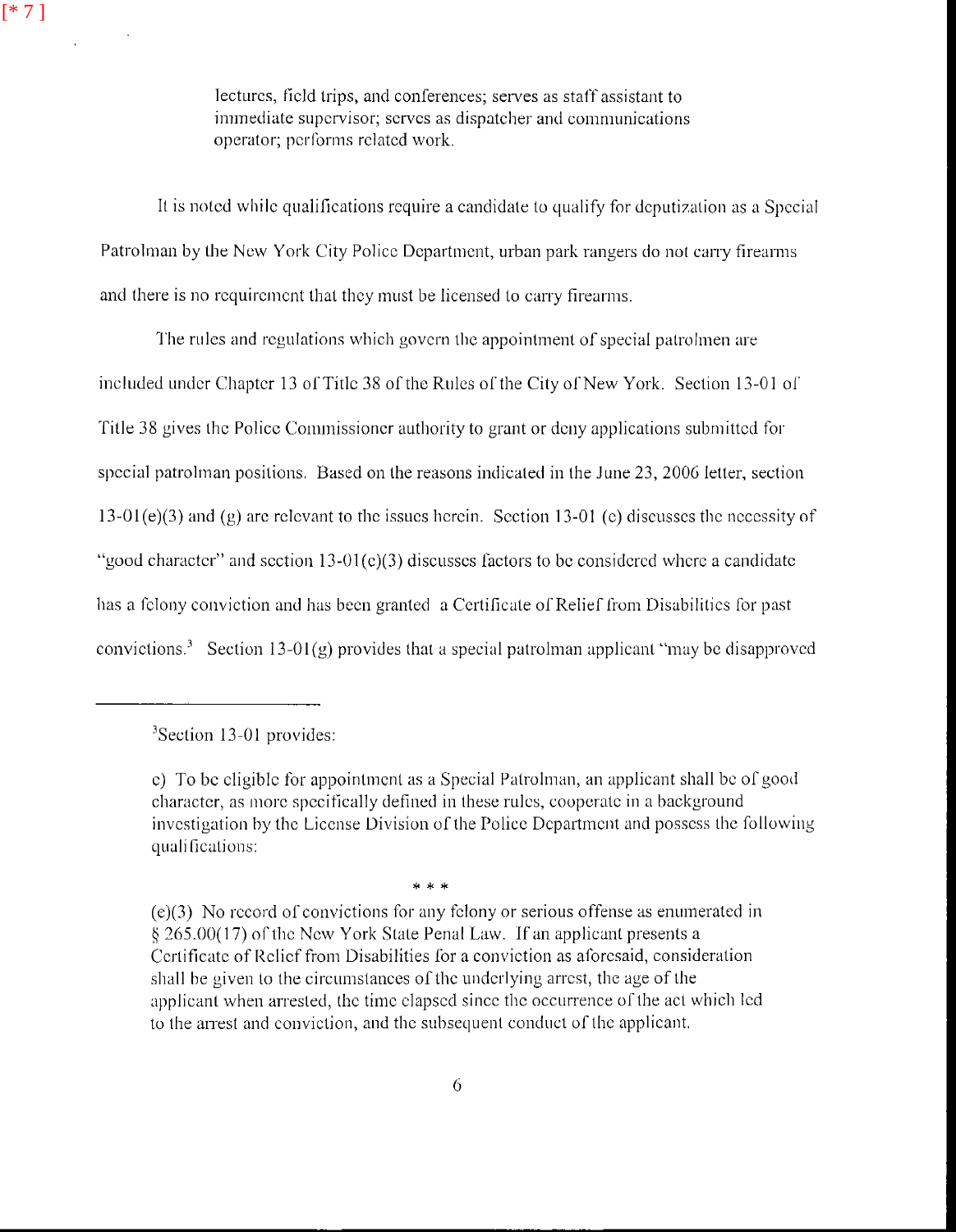lectures, field trips, and conferences; serves as staff assistant to immediate supervisor; serves as dispatcher and communications operator; performs related work.

It is noted while qualifications require a candidate to qualify for deputization as a Special Patrolman by the New York City Police Department, urban park rangers do not carry firearms and there is no requirement that they must be licensed to carry firearms.

The rules and regulations which govern the appointment of special patrolmen are included under Chapter 13 of Title 38 of the Rules of the City of New York. Section 13-01 of Title 38 gives the Police Commissioner authority to grant or deny applications submitted for special patrolman positions. Based on the reasons indicated in the June 23, 2006 letter, section 13-01(e)(3) and (g) are relevant to the issues herein. Section 13-01 (c) discusses the necessity of "good character" and section 13-01(c)(3) discusses factors to be considered where a candidate has a felony conviction and has been granted a Certificate of Relief from Disabilities for past convictions.[3] Section 13-01(g) provides that a special patrolman applicant "may be disapproved

---

[3]Section 13-01 provides:

c) To be eligible for appointment as a Special Patrolman, an applicant shall be of good character, as more specifically defined in these rules, cooperate in a background investigation by the License Division of the Police Department and possess the following qualifications:

\* \* \*

(e)(3) No record of convictions for any felony or serious offense as enumerated in § 265.00(17) of the New York State Penal Law. If an applicant presents a Certificate of Relief from Disabilities for a conviction as aforesaid, consideration shall be given to the circumstances of the underlying arrest, the age of the applicant when arrested, the time elapsed since the occurrence of the act which led to the arrest and conviction, and the subsequent conduct of the applicant.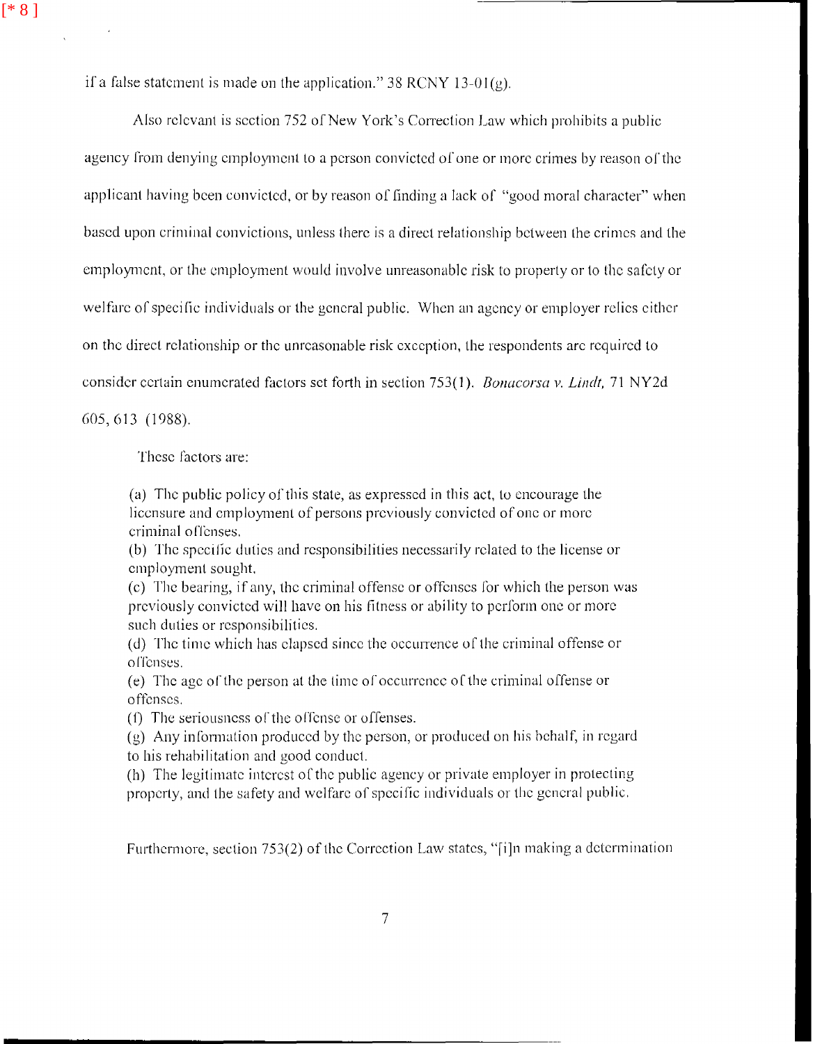if a false statement is made on the application." 38 RCNY 13-01(g).

Also relevant is section 752 of New York's Correction Law which prohibits a public agency from denying employment to a person convicted of one or more crimes by reason of the applicant having been convicted, or by reason of finding a lack of "good moral character" when based upon criminal convictions, unless there is a direct relationship between the crimes and the employment, or the employment would involve unreasonable risk to property or to the safety or welfare of specific individuals or the general public. When an agency or employer relies either on the direct relationship or the unreasonable risk exception, the respondents are required to consider certain enumerated factors set forth in section 753(1). *Bonacorsa v. Lindt,* 71 NY2d 605, 613 (1988).

These factors are:

> (a) The public policy of this state, as expressed in this act, to encourage the licensure and employment of persons previously convicted of one or more criminal offenses.
> (b) The specific duties and responsibilities necessarily related to the license or employment sought.
> (c) The bearing, if any, the criminal offense or offenses for which the person was previously convicted will have on his fitness or ability to perform one or more such duties or responsibilities.
> (d) The time which has elapsed since the occurrence of the criminal offense or offenses.
> (e) The age of the person at the time of occurrence of the criminal offense or offenses.
> (f) The seriousness of the offense or offenses.
> (g) Any information produced by the person, or produced on his behalf, in regard to his rehabilitation and good conduct.
> (h) The legitimate interest of the public agency or private employer in protecting property, and the safety and welfare of specific individuals or the general public.

Furthermore, section 753(2) of the Correction Law states, "[i]n making a determination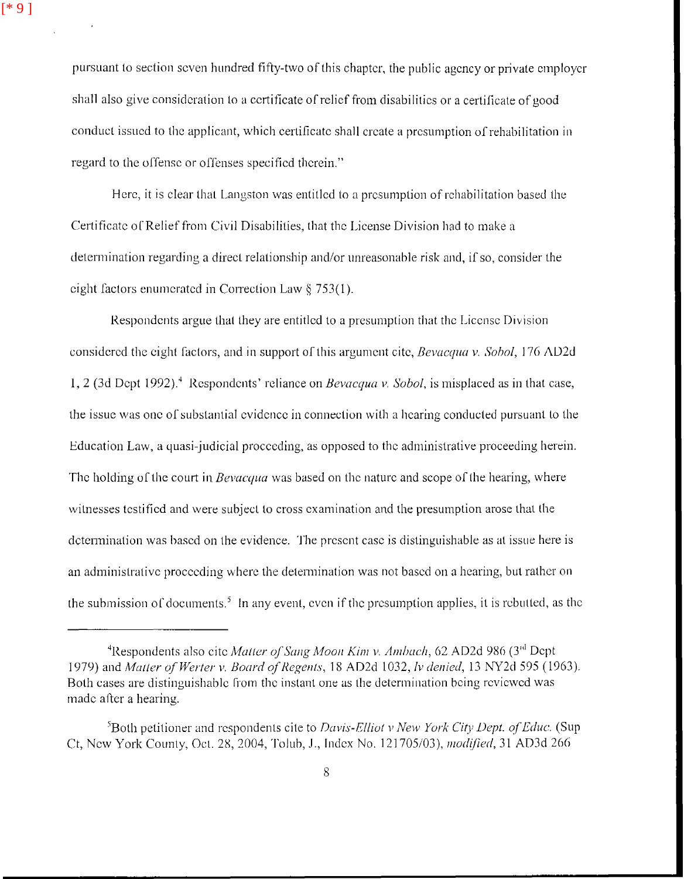pursuant to section seven hundred fifty-two of this chapter, the public agency or private employer shall also give consideration to a certificate of relief from disabilities or a certificate of good conduct issued to the applicant, which certificate shall create a presumption of rehabilitation in regard to the offense or offenses specified therein."

Here, it is clear that Langston was entitled to a presumption of rehabilitation based the Certificate of Relief from Civil Disabilities, that the License Division had to make a determination regarding a direct relationship and/or unreasonable risk and, if so, consider the eight factors enumerated in Correction Law § 753(1).

Respondents argue that they are entitled to a presumption that the License Division considered the eight factors, and in support of this argument cite, *Bevacqua v. Sobol*, 176 AD2d 1, 2 (3d Dept 1992).[4] Respondents' reliance on *Bevacqua v. Sobol*, is misplaced as in that case, the issue was one of substantial evidence in connection with a hearing conducted pursuant to the Education Law, a quasi-judicial proceeding, as opposed to the administrative proceeding herein. The holding of the court in *Bevacqua* was based on the nature and scope of the hearing, where witnesses testified and were subject to cross examination and the presumption arose that the determination was based on the evidence. The present case is distinguishable as at issue here is an administrative proceeding where the determination was not based on a hearing, but rather on the submission of documents.[5] In any event, even if the presumption applies, it is rebutted, as the

---

[4]Respondents also cite *Matter of Sang Moon Kim v. Ambach*, 62 AD2d 986 (3rd Dept 1979) and *Matter of Werter v. Board of Regents*, 18 AD2d 1032, *lv denied*, 13 NY2d 595 (1963). Both cases are distinguishable from the instant one as the determination being reviewed was made after a hearing.

[5]Both petitioner and respondents cite to *Davis-Elliot v New York City Dept. of Educ.* (Sup Ct, New York County, Oct. 28, 2004, Tolub, J., Index No. 121705/03), *modified*, 31 AD3d 266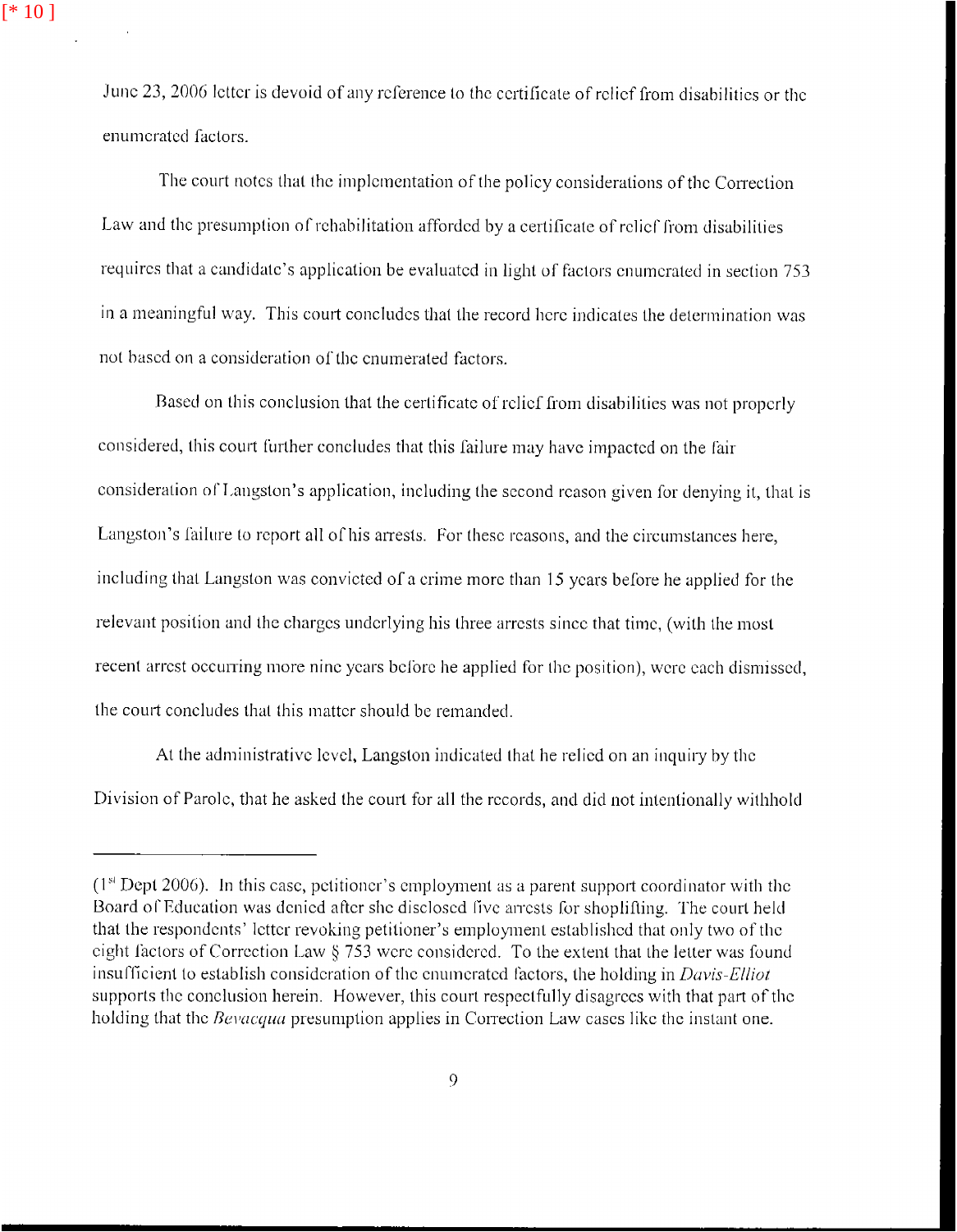June 23, 2006 letter is devoid of any reference to the certificate of relief from disabilities or the enumerated factors.

The court notes that the implementation of the policy considerations of the Correction Law and the presumption of rehabilitation afforded by a certificate of relief from disabilities requires that a candidate's application be evaluated in light of factors enumerated in section 753 in a meaningful way. This court concludes that the record here indicates the determination was not based on a consideration of the enumerated factors.

Based on this conclusion that the certificate of relief from disabilities was not properly considered, this court further concludes that this failure may have impacted on the fair consideration of Langston's application, including the second reason given for denying it, that is Langston's failure to report all of his arrests. For these reasons, and the circumstances here, including that Langston was convicted of a crime more than 15 years before he applied for the relevant position and the charges underlying his three arrests since that time, (with the most recent arrest occurring more nine years before he applied for the position), were each dismissed, the court concludes that this matter should be remanded.

At the administrative level, Langston indicated that he relied on an inquiry by the Division of Parole, that he asked the court for all the records, and did not intentionally withhold

---

(1[st] Dept 2006). In this case, petitioner's employment as a parent support coordinator with the Board of Education was denied after she disclosed five arrests for shoplifting. The court held that the respondents' letter revoking petitioner's employment established that only two of the eight factors of Correction Law § 753 were considered. To the extent that the letter was found insufficient to establish consideration of the enumerated factors, the holding in *Davis-Elliot* supports the conclusion herein. However, this court respectfully disagrees with that part of the holding that the *Bevacqua* presumption applies in Correction Law cases like the instant one.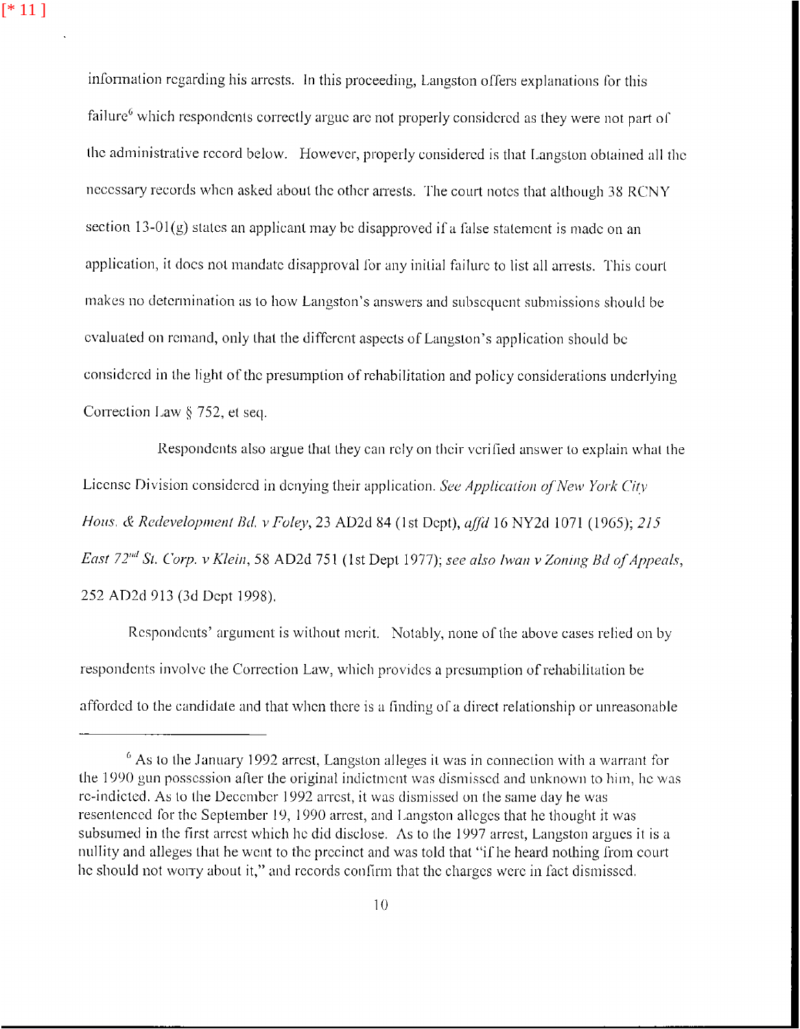information regarding his arrests. In this proceeding, Langston offers explanations for this failure[6] which respondents correctly argue are not properly considered as they were not part of the administrative record below. However, properly considered is that Langston obtained all the necessary records when asked about the other arrests. The court notes that although 38 RCNY section 13-01(g) states an applicant may be disapproved if a false statement is made on an application, it does not mandate disapproval for any initial failure to list all arrests. This court makes no determination as to how Langston's answers and subsequent submissions should be evaluated on remand, only that the different aspects of Langston's application should be considered in the light of the presumption of rehabilitation and policy considerations underlying Correction Law § 752, et seq.

Respondents also argue that they can rely on their verified answer to explain what the License Division considered in denying their application. *See Application of New York City Hous. & Redevelopment Bd. v Foley*, 23 AD2d 84 (1st Dept), *affd* 16 NY2d 1071 (1965); *215 East 72nd St. Corp. v Klein*, 58 AD2d 751 (1st Dept 1977); *see also Iwan v Zoning Bd of Appeals*, 252 AD2d 913 (3d Dept 1998).

Respondents' argument is without merit. Notably, none of the above cases relied on by respondents involve the Correction Law, which provides a presumption of rehabilitation be afforded to the candidate and that when there is a finding of a direct relationship or unreasonable

---

[6] As to the January 1992 arrest, Langston alleges it was in connection with a warrant for the 1990 gun possession after the original indictment was dismissed and unknown to him, he was re-indicted. As to the December 1992 arrest, it was dismissed on the same day he was resentenced for the September 19, 1990 arrest, and Langston alleges that he thought it was subsumed in the first arrest which he did disclose. As to the 1997 arrest, Langston argues it is a nullity and alleges that he went to the precinct and was told that "if he heard nothing from court he should not worry about it," and records confirm that the charges were in fact dismissed.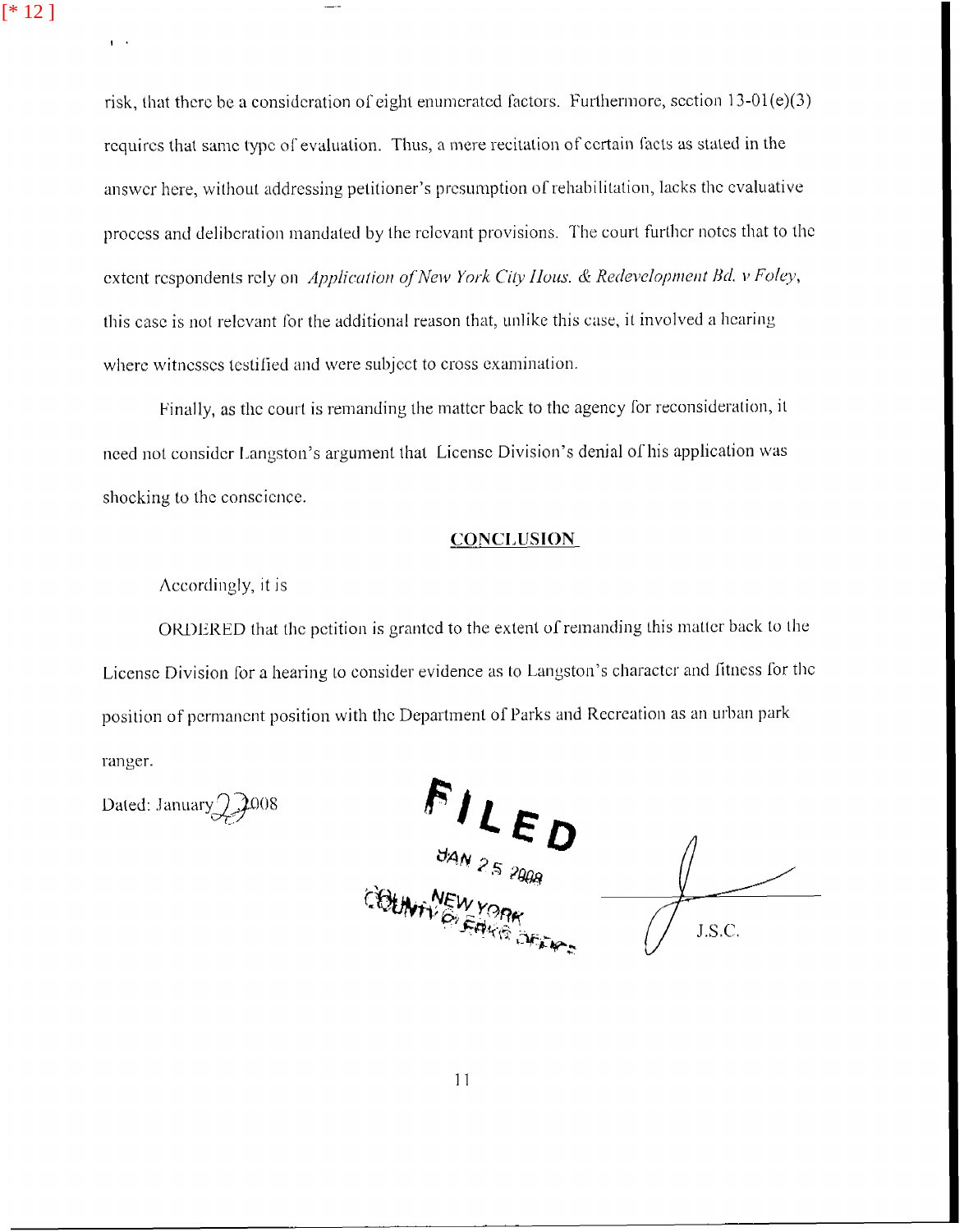risk, that there be a consideration of eight enumerated factors. Furthermore, section 13-01(e)(3) requires that same type of evaluation. Thus, a mere recitation of certain facts as stated in the answer here, without addressing petitioner's presumption of rehabilitation, lacks the evaluative process and deliberation mandated by the relevant provisions. The court further notes that to the extent respondents rely on *Application of New York City Hous. & Redevelopment Bd. v Foley*, this case is not relevant for the additional reason that, unlike this case, it involved a hearing where witnesses testified and were subject to cross examination.

Finally, as the court is remanding the matter back to the agency for reconsideration, it need not consider Langston's argument that License Division's denial of his application was shocking to the conscience.

## CONCLUSION

Accordingly, it is

ORDERED that the petition is granted to the extent of remanding this matter back to the License Division for a hearing to consider evidence as to Langston's character and fitness for the position of permanent position with the Department of Parks and Recreation as an urban park ranger.

Dated: January 22 2008

FILED
JAN 25 2008
COUNTY CLERK'S OFFICE
NEW YORK

J.S.C.